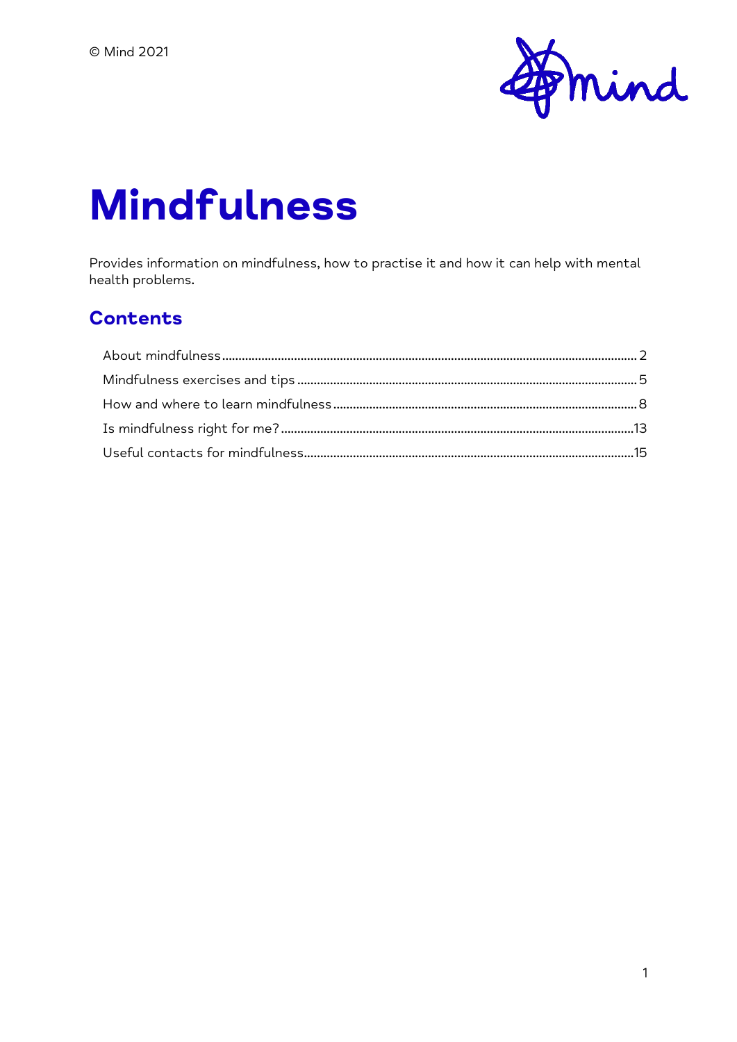© Mind 2021

# Mindfulness

Provides information on mindfulness, how to practise it and how it can help with mental health problems.

## Contents

- About mindfulness ........ 2
- Mindfulness exercises and tips ........ 5
- How and where to learn mindfulness ........ 8
- Is mindfulness right for me? ........ 13
- Useful contacts for mindfulness ........ 15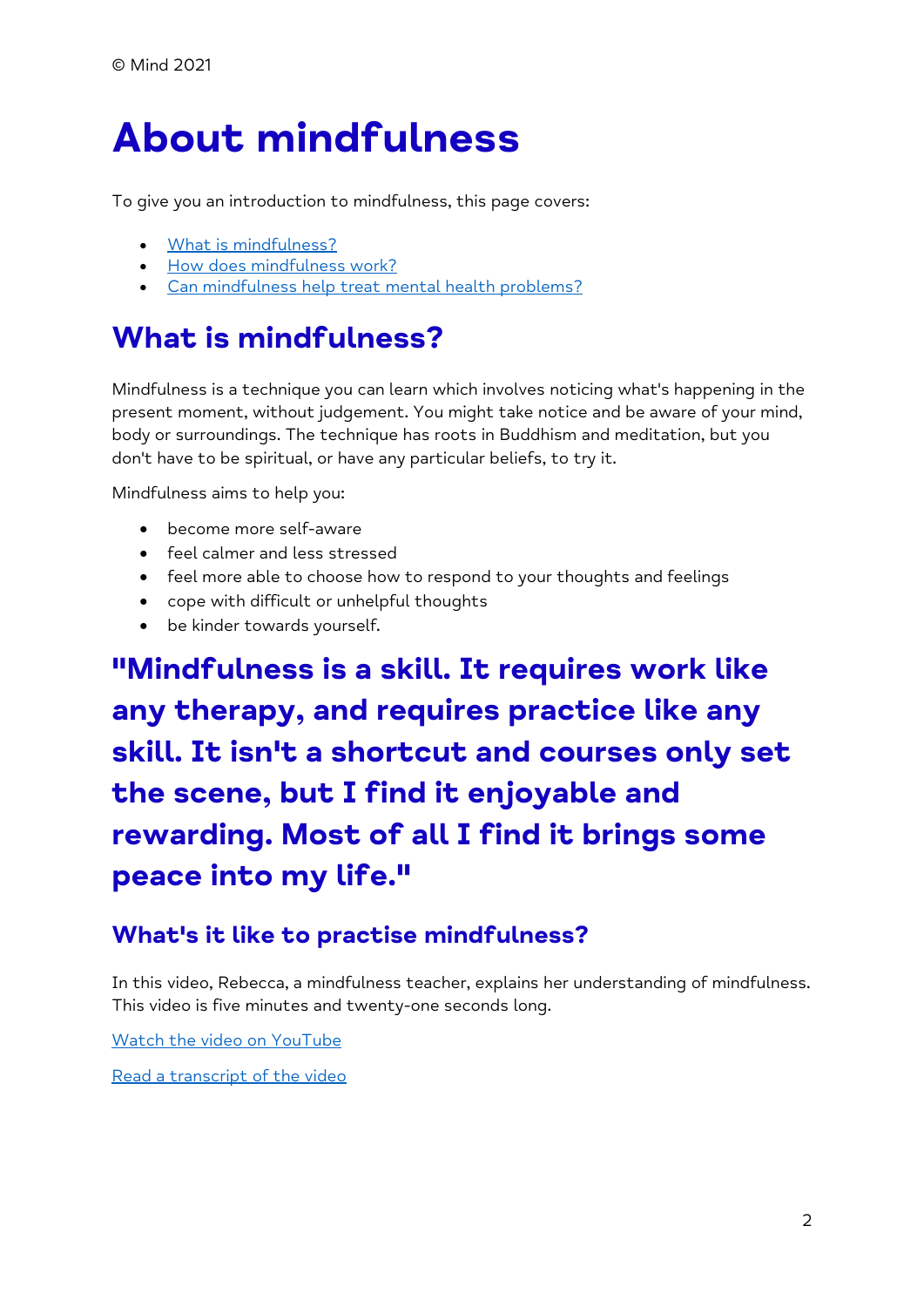© Mind 2021

# About mindfulness

To give you an introduction to mindfulness, this page covers:

- What is mindfulness?
- How does mindfulness work?
- Can mindfulness help treat mental health problems?

## What is mindfulness?

Mindfulness is a technique you can learn which involves noticing what's happening in the present moment, without judgement. You might take notice and be aware of your mind, body or surroundings. The technique has roots in Buddhism and meditation, but you don't have to be spiritual, or have any particular beliefs, to try it.

Mindfulness aims to help you:

- become more self-aware
- feel calmer and less stressed
- feel more able to choose how to respond to your thoughts and feelings
- cope with difficult or unhelpful thoughts
- be kinder towards yourself.

**"Mindfulness is a skill. It requires work like any therapy, and requires practice like any skill. It isn't a shortcut and courses only set the scene, but I find it enjoyable and rewarding. Most of all I find it brings some peace into my life."**

### What's it like to practise mindfulness?

In this video, Rebecca, a mindfulness teacher, explains her understanding of mindfulness. This video is five minutes and twenty-one seconds long.

Watch the video on YouTube

Read a transcript of the video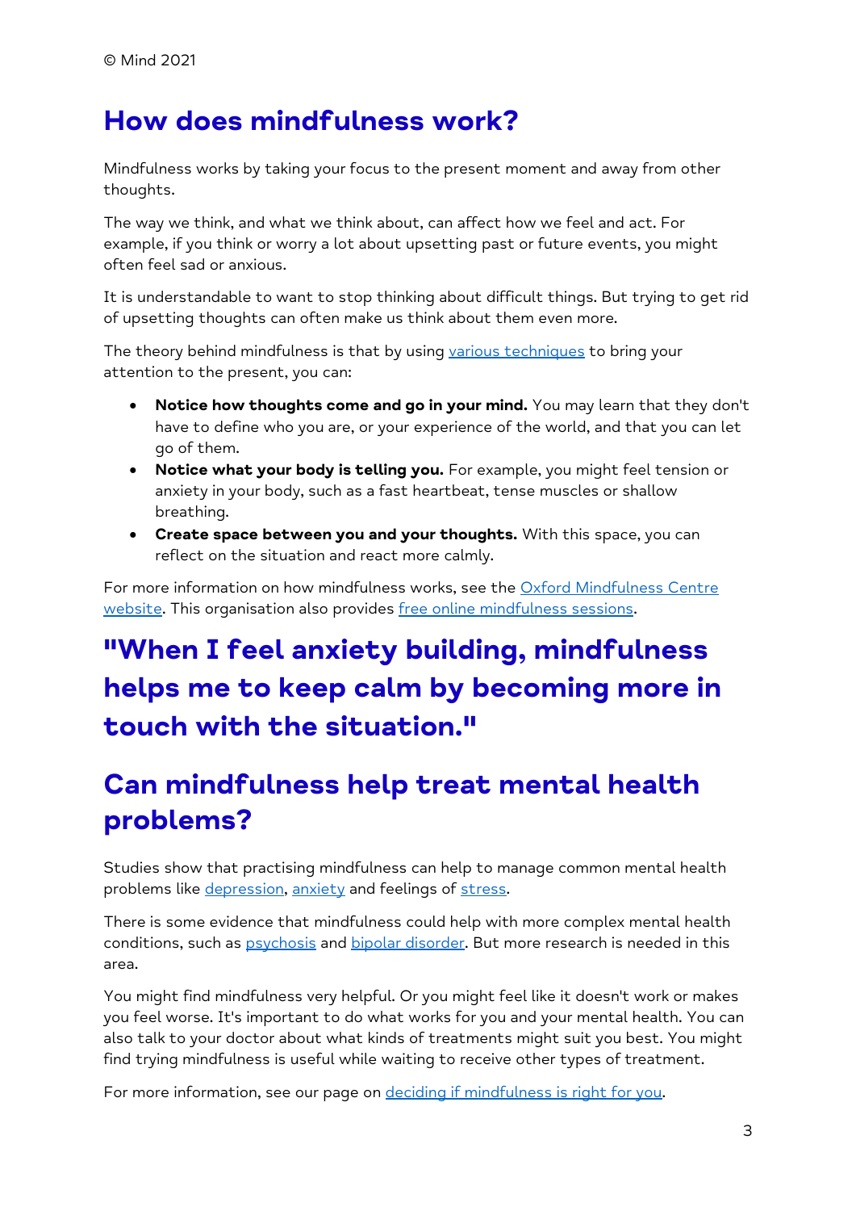## How does mindfulness work?

Mindfulness works by taking your focus to the present moment and away from other thoughts.

The way we think, and what we think about, can affect how we feel and act. For example, if you think or worry a lot about upsetting past or future events, you might often feel sad or anxious.

It is understandable to want to stop thinking about difficult things. But trying to get rid of upsetting thoughts can often make us think about them even more.

The theory behind mindfulness is that by using various techniques to bring your attention to the present, you can:

- **Notice how thoughts come and go in your mind.** You may learn that they don't have to define who you are, or your experience of the world, and that you can let go of them.
- **Notice what your body is telling you.** For example, you might feel tension or anxiety in your body, such as a fast heartbeat, tense muscles or shallow breathing.
- **Create space between you and your thoughts.** With this space, you can reflect on the situation and react more calmly.

For more information on how mindfulness works, see the Oxford Mindfulness Centre website. This organisation also provides free online mindfulness sessions.

## "When I feel anxiety building, mindfulness helps me to keep calm by becoming more in touch with the situation."

## Can mindfulness help treat mental health problems?

Studies show that practising mindfulness can help to manage common mental health problems like depression, anxiety and feelings of stress.

There is some evidence that mindfulness could help with more complex mental health conditions, such as psychosis and bipolar disorder. But more research is needed in this area.

You might find mindfulness very helpful. Or you might feel like it doesn't work or makes you feel worse. It's important to do what works for you and your mental health. You can also talk to your doctor about what kinds of treatments might suit you best. You might find trying mindfulness is useful while waiting to receive other types of treatment.

For more information, see our page on deciding if mindfulness is right for you.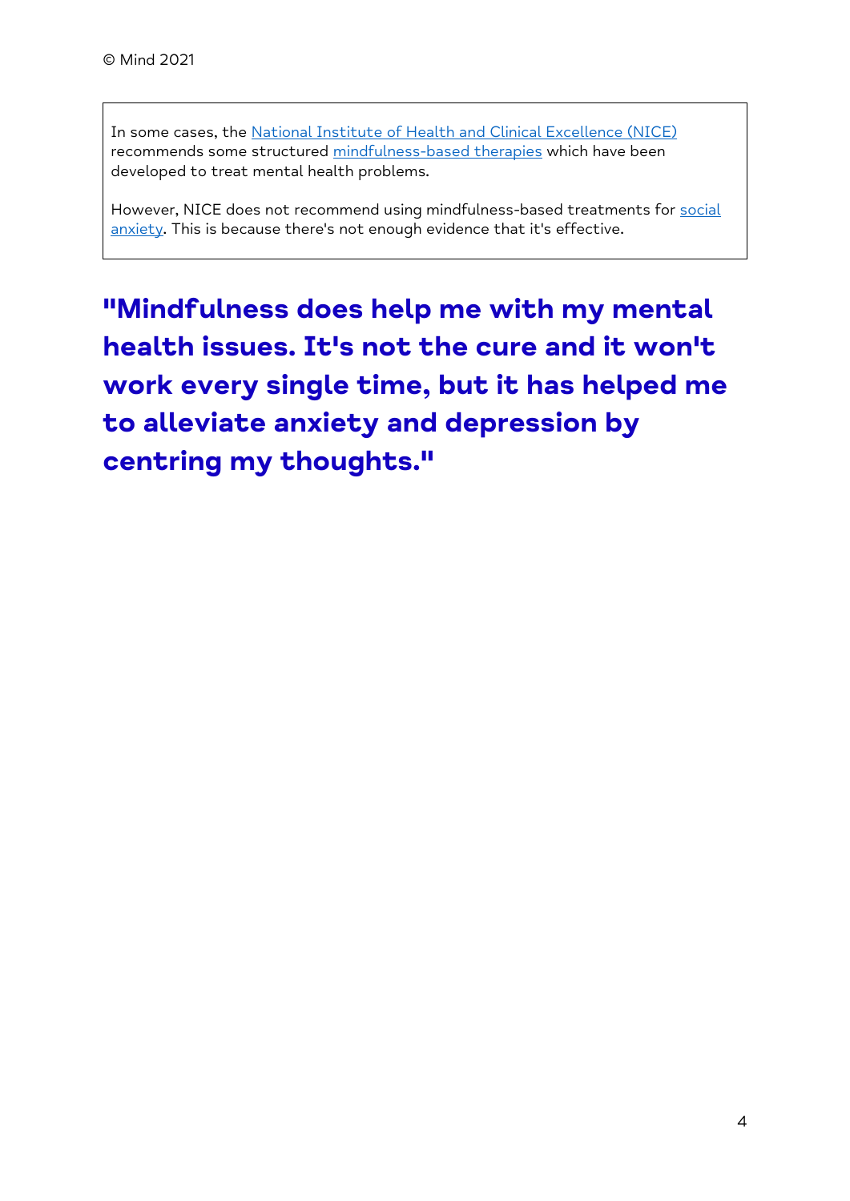In some cases, the National Institute of Health and Clinical Excellence (NICE) recommends some structured mindfulness-based therapies which have been developed to treat mental health problems.

However, NICE does not recommend using mindfulness-based treatments for social anxiety. This is because there's not enough evidence that it's effective.

**"Mindfulness does help me with my mental health issues. It's not the cure and it won't work every single time, but it has helped me to alleviate anxiety and depression by centring my thoughts."**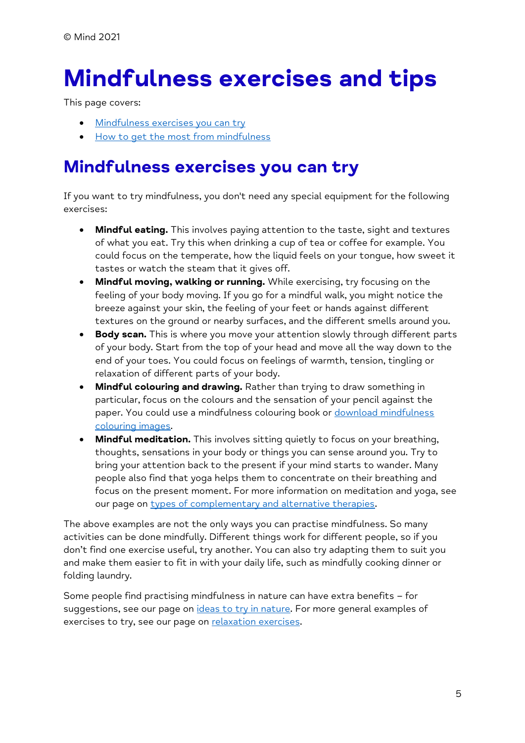© Mind 2021

# Mindfulness exercises and tips

This page covers:

- [Mindfulness exercises you can try]
- [How to get the most from mindfulness]

## Mindfulness exercises you can try

If you want to try mindfulness, you don't need any special equipment for the following exercises:

- **Mindful eating.** This involves paying attention to the taste, sight and textures of what you eat. Try this when drinking a cup of tea or coffee for example. You could focus on the temperate, how the liquid feels on your tongue, how sweet it tastes or watch the steam that it gives off.
- **Mindful moving, walking or running.** While exercising, try focusing on the feeling of your body moving. If you go for a mindful walk, you might notice the breeze against your skin, the feeling of your feet or hands against different textures on the ground or nearby surfaces, and the different smells around you.
- **Body scan.** This is where you move your attention slowly through different parts of your body. Start from the top of your head and move all the way down to the end of your toes. You could focus on feelings of warmth, tension, tingling or relaxation of different parts of your body.
- **Mindful colouring and drawing.** Rather than trying to draw something in particular, focus on the colours and the sensation of your pencil against the paper. You could use a mindfulness colouring book or download mindfulness colouring images.
- **Mindful meditation.** This involves sitting quietly to focus on your breathing, thoughts, sensations in your body or things you can sense around you. Try to bring your attention back to the present if your mind starts to wander. Many people also find that yoga helps them to concentrate on their breathing and focus on the present moment. For more information on meditation and yoga, see our page on types of complementary and alternative therapies.

The above examples are not the only ways you can practise mindfulness. So many activities can be done mindfully. Different things work for different people, so if you don't find one exercise useful, try another. You can also try adapting them to suit you and make them easier to fit in with your daily life, such as mindfully cooking dinner or folding laundry.

Some people find practising mindfulness in nature can have extra benefits – for suggestions, see our page on ideas to try in nature. For more general examples of exercises to try, see our page on relaxation exercises.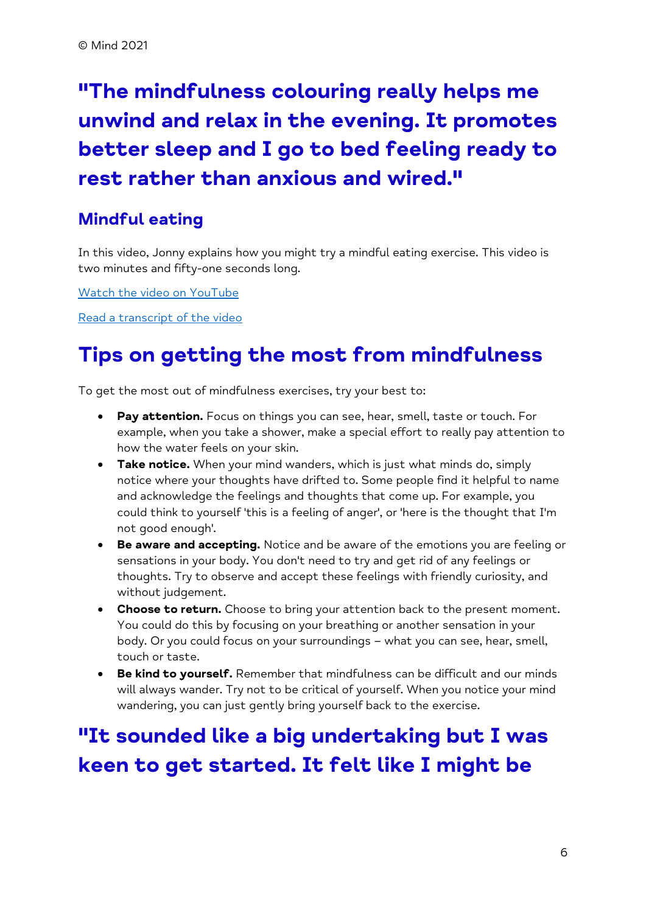© Mind 2021

## "The mindfulness colouring really helps me unwind and relax in the evening. It promotes better sleep and I go to bed feeling ready to rest rather than anxious and wired."

### Mindful eating

In this video, Jonny explains how you might try a mindful eating exercise. This video is two minutes and fifty-one seconds long.

Watch the video on YouTube

Read a transcript of the video

## Tips on getting the most from mindfulness

To get the most out of mindfulness exercises, try your best to:

- **Pay attention.** Focus on things you can see, hear, smell, taste or touch. For example, when you take a shower, make a special effort to really pay attention to how the water feels on your skin.
- **Take notice.** When your mind wanders, which is just what minds do, simply notice where your thoughts have drifted to. Some people find it helpful to name and acknowledge the feelings and thoughts that come up. For example, you could think to yourself 'this is a feeling of anger', or 'here is the thought that I'm not good enough'.
- **Be aware and accepting.** Notice and be aware of the emotions you are feeling or sensations in your body. You don't need to try and get rid of any feelings or thoughts. Try to observe and accept these feelings with friendly curiosity, and without judgement.
- **Choose to return.** Choose to bring your attention back to the present moment. You could do this by focusing on your breathing or another sensation in your body. Or you could focus on your surroundings – what you can see, hear, smell, touch or taste.
- **Be kind to yourself.** Remember that mindfulness can be difficult and our minds will always wander. Try not to be critical of yourself. When you notice your mind wandering, you can just gently bring yourself back to the exercise.

## "It sounded like a big undertaking but I was keen to get started. It felt like I might be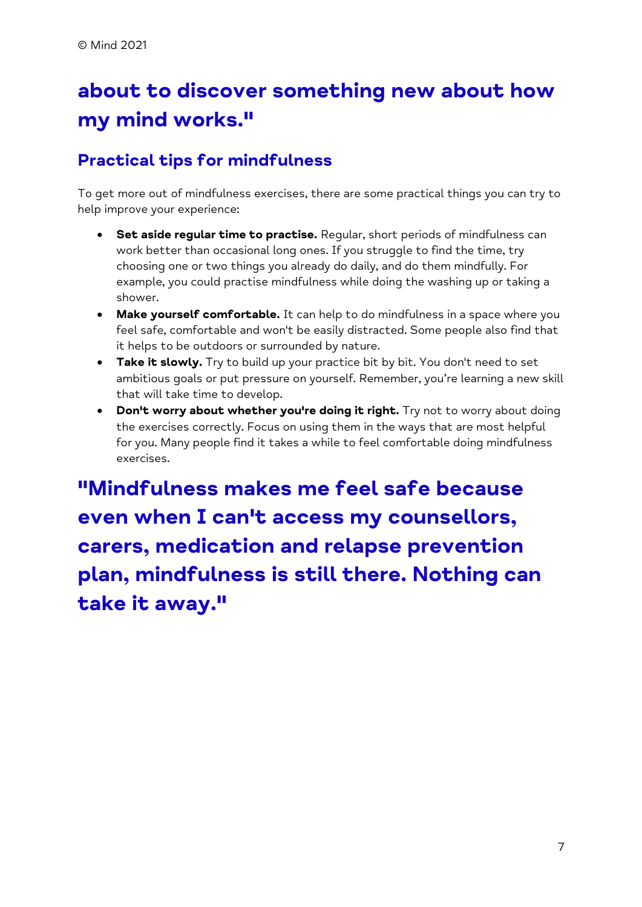**about to discover something new about how my mind works."**

## Practical tips for mindfulness

To get more out of mindfulness exercises, there are some practical things you can try to help improve your experience:

- **Set aside regular time to practise.** Regular, short periods of mindfulness can work better than occasional long ones. If you struggle to find the time, try choosing one or two things you already do daily, and do them mindfully. For example, you could practise mindfulness while doing the washing up or taking a shower.
- **Make yourself comfortable.** It can help to do mindfulness in a space where you feel safe, comfortable and won't be easily distracted. Some people also find that it helps to be outdoors or surrounded by nature.
- **Take it slowly.** Try to build up your practice bit by bit. You don't need to set ambitious goals or put pressure on yourself. Remember, you're learning a new skill that will take time to develop.
- **Don't worry about whether you're doing it right.** Try not to worry about doing the exercises correctly. Focus on using them in the ways that are most helpful for you. Many people find it takes a while to feel comfortable doing mindfulness exercises.

**"Mindfulness makes me feel safe because even when I can't access my counsellors, carers, medication and relapse prevention plan, mindfulness is still there. Nothing can take it away."**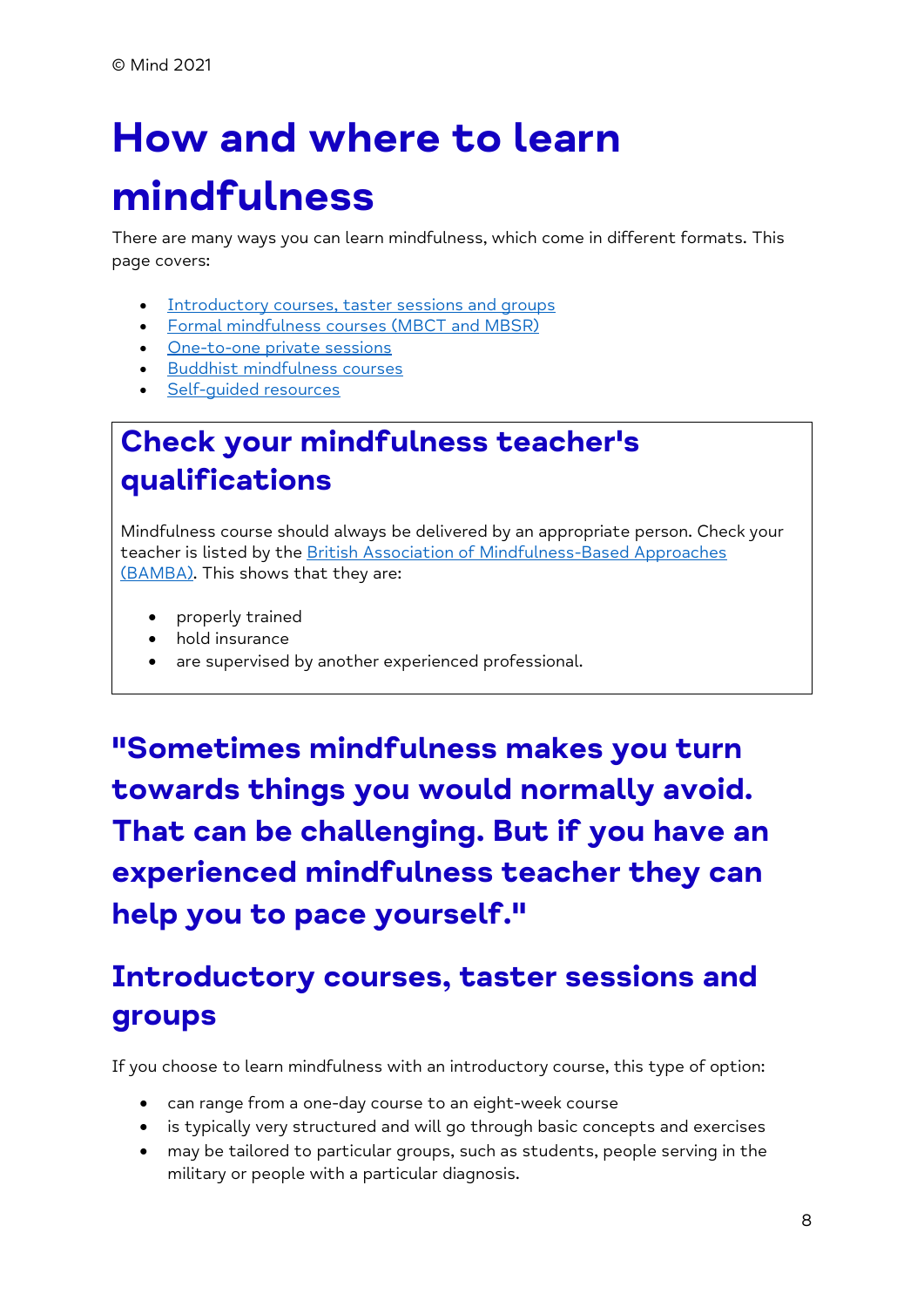© Mind 2021

# How and where to learn mindfulness

There are many ways you can learn mindfulness, which come in different formats. This page covers:

- Introductory courses, taster sessions and groups
- Formal mindfulness courses (MBCT and MBSR)
- One-to-one private sessions
- Buddhist mindfulness courses
- Self-guided resources

## Check your mindfulness teacher's qualifications

Mindfulness course should always be delivered by an appropriate person. Check your teacher is listed by the British Association of Mindfulness-Based Approaches (BAMBA). This shows that they are:

- properly trained
- hold insurance
- are supervised by another experienced professional.

**"Sometimes mindfulness makes you turn towards things you would normally avoid. That can be challenging. But if you have an experienced mindfulness teacher they can help you to pace yourself."**

## Introductory courses, taster sessions and groups

If you choose to learn mindfulness with an introductory course, this type of option:

- can range from a one-day course to an eight-week course
- is typically very structured and will go through basic concepts and exercises
- may be tailored to particular groups, such as students, people serving in the military or people with a particular diagnosis.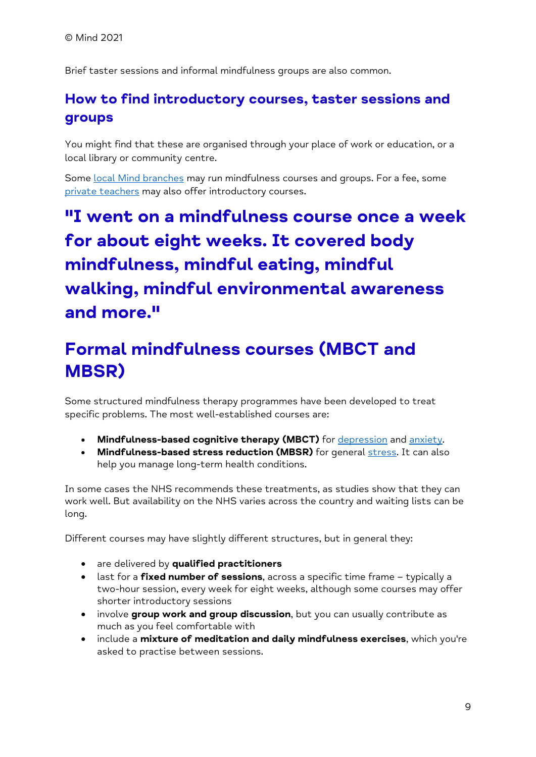Brief taster sessions and informal mindfulness groups are also common.

### How to find introductory courses, taster sessions and groups

You might find that these are organised through your place of work or education, or a local library or community centre.

Some local Mind branches may run mindfulness courses and groups. For a fee, some private teachers may also offer introductory courses.

## "I went on a mindfulness course once a week for about eight weeks. It covered body mindfulness, mindful eating, mindful walking, mindful environmental awareness and more."

## Formal mindfulness courses (MBCT and MBSR)

Some structured mindfulness therapy programmes have been developed to treat specific problems. The most well-established courses are:

- **Mindfulness-based cognitive therapy (MBCT)** for depression and anxiety.
- **Mindfulness-based stress reduction (MBSR)** for general stress. It can also help you manage long-term health conditions.

In some cases the NHS recommends these treatments, as studies show that they can work well. But availability on the NHS varies across the country and waiting lists can be long.

Different courses may have slightly different structures, but in general they:

- are delivered by **qualified practitioners**
- last for a **fixed number of sessions**, across a specific time frame – typically a two-hour session, every week for eight weeks, although some courses may offer shorter introductory sessions
- involve **group work and group discussion**, but you can usually contribute as much as you feel comfortable with
- include a **mixture of meditation and daily mindfulness exercises**, which you're asked to practise between sessions.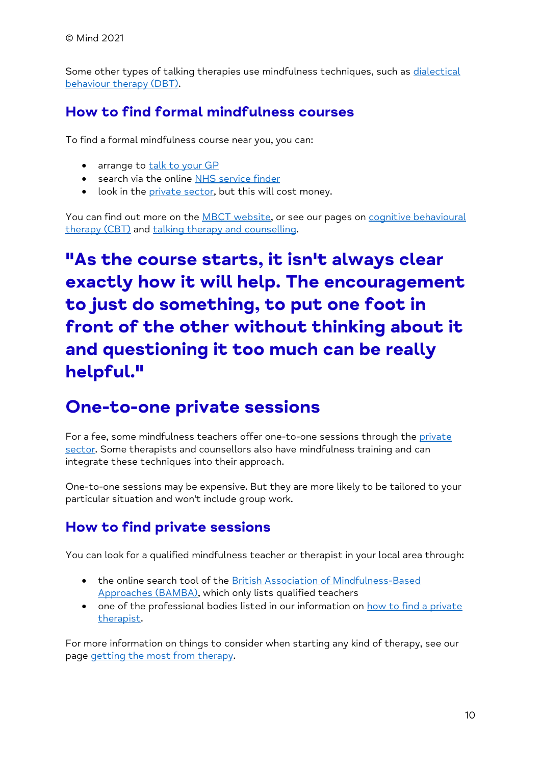© Mind 2021

Some other types of talking therapies use mindfulness techniques, such as dialectical behaviour therapy (DBT).

### How to find formal mindfulness courses

To find a formal mindfulness course near you, you can:

- arrange to talk to your GP
- search via the online NHS service finder
- look in the private sector, but this will cost money.

You can find out more on the MBCT website, or see our pages on cognitive behavioural therapy (CBT) and talking therapy and counselling.

**"As the course starts, it isn't always clear exactly how it will help. The encouragement to just do something, to put one foot in front of the other without thinking about it and questioning it too much can be really helpful."**

## One-to-one private sessions

For a fee, some mindfulness teachers offer one-to-one sessions through the private sector. Some therapists and counsellors also have mindfulness training and can integrate these techniques into their approach.

One-to-one sessions may be expensive. But they are more likely to be tailored to your particular situation and won't include group work.

### How to find private sessions

You can look for a qualified mindfulness teacher or therapist in your local area through:

- the online search tool of the British Association of Mindfulness-Based Approaches (BAMBA), which only lists qualified teachers
- one of the professional bodies listed in our information on how to find a private therapist.

For more information on things to consider when starting any kind of therapy, see our page getting the most from therapy.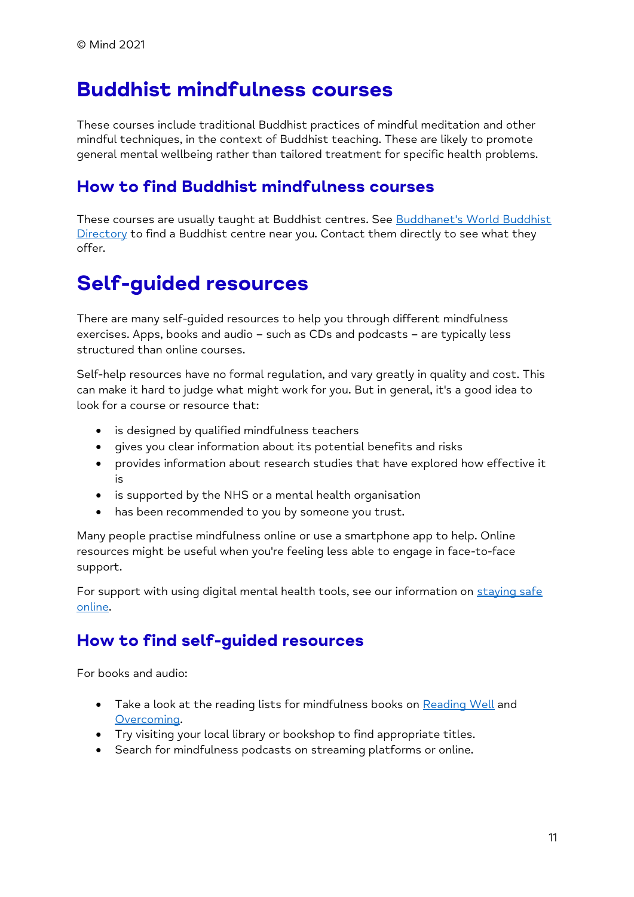© Mind 2021

# Buddhist mindfulness courses

These courses include traditional Buddhist practices of mindful meditation and other mindful techniques, in the context of Buddhist teaching. These are likely to promote general mental wellbeing rather than tailored treatment for specific health problems.

## How to find Buddhist mindfulness courses

These courses are usually taught at Buddhist centres. See [Buddhanet's World Buddhist Directory]() to find a Buddhist centre near you. Contact them directly to see what they offer.

# Self-guided resources

There are many self-guided resources to help you through different mindfulness exercises. Apps, books and audio – such as CDs and podcasts – are typically less structured than online courses.

Self-help resources have no formal regulation, and vary greatly in quality and cost. This can make it hard to judge what might work for you. But in general, it's a good idea to look for a course or resource that:

- is designed by qualified mindfulness teachers
- gives you clear information about its potential benefits and risks
- provides information about research studies that have explored how effective it is
- is supported by the NHS or a mental health organisation
- has been recommended to you by someone you trust.

Many people practise mindfulness online or use a smartphone app to help. Online resources might be useful when you're feeling less able to engage in face-to-face support.

For support with using digital mental health tools, see our information on [staying safe online]().

## How to find self-guided resources

For books and audio:

- Take a look at the reading lists for mindfulness books on [Reading Well]() and [Overcoming]().
- Try visiting your local library or bookshop to find appropriate titles.
- Search for mindfulness podcasts on streaming platforms or online.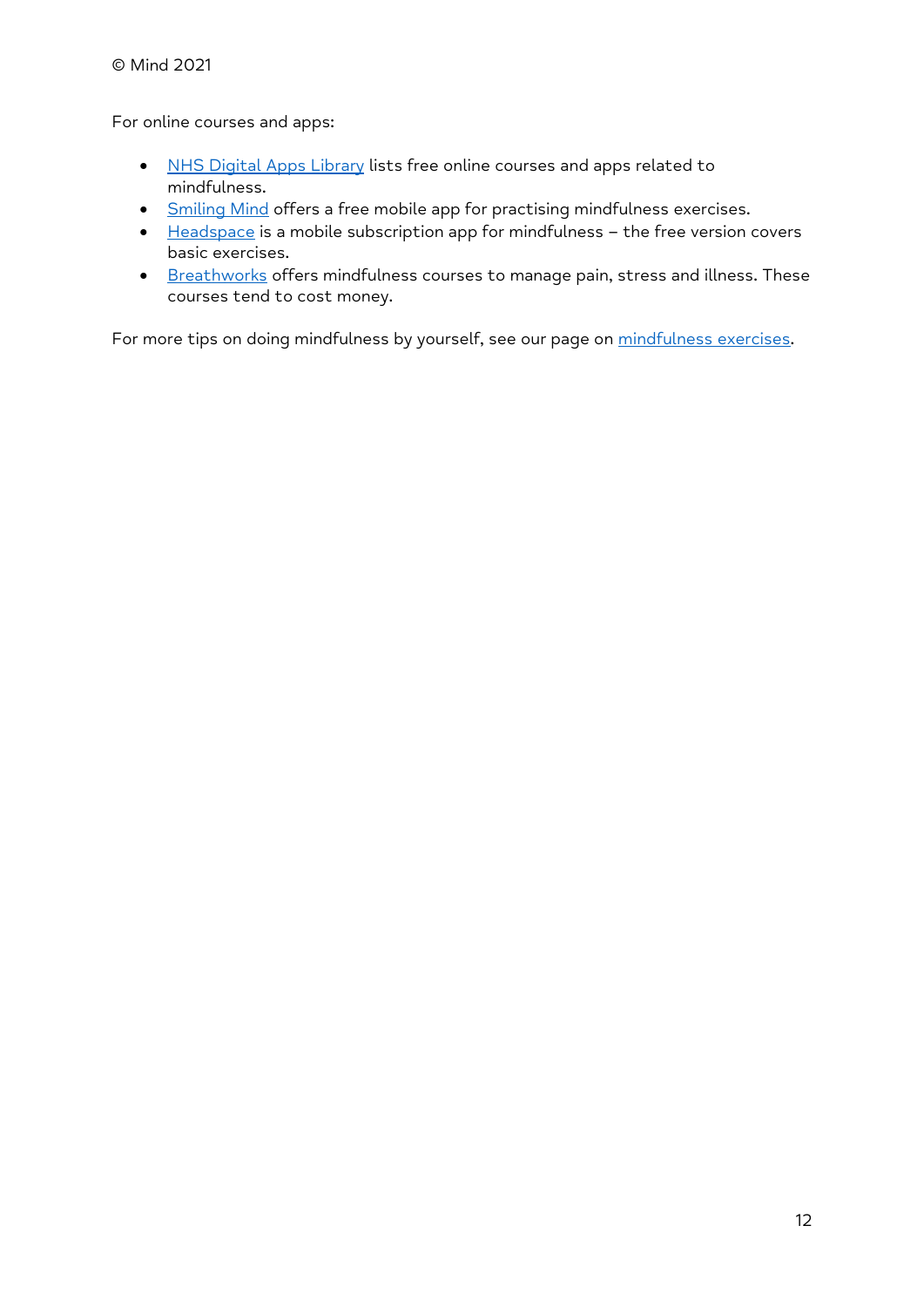For online courses and apps:

- NHS Digital Apps Library lists free online courses and apps related to mindfulness.
- Smiling Mind offers a free mobile app for practising mindfulness exercises.
- Headspace is a mobile subscription app for mindfulness – the free version covers basic exercises.
- Breathworks offers mindfulness courses to manage pain, stress and illness. These courses tend to cost money.

For more tips on doing mindfulness by yourself, see our page on mindfulness exercises.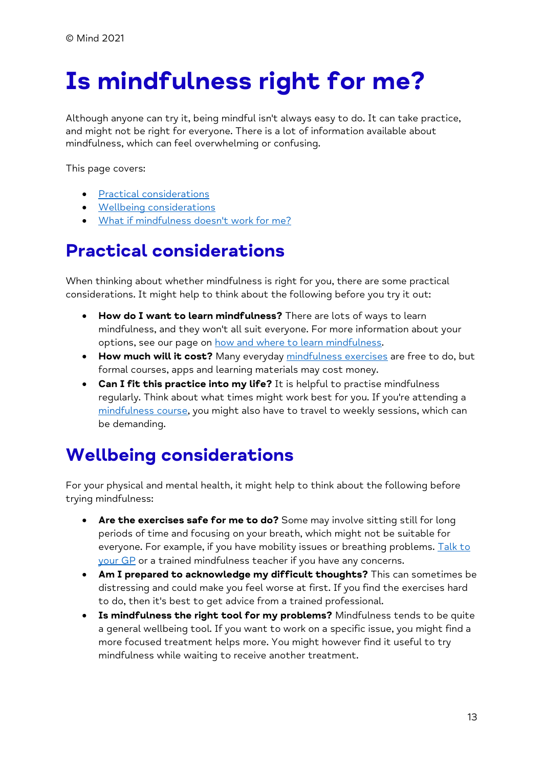© Mind 2021

# Is mindfulness right for me?

Although anyone can try it, being mindful isn't always easy to do. It can take practice, and might not be right for everyone. There is a lot of information available about mindfulness, which can feel overwhelming or confusing.

This page covers:

- Practical considerations
- Wellbeing considerations
- What if mindfulness doesn't work for me?

## Practical considerations

When thinking about whether mindfulness is right for you, there are some practical considerations. It might help to think about the following before you try it out:

- **How do I want to learn mindfulness?** There are lots of ways to learn mindfulness, and they won't all suit everyone. For more information about your options, see our page on how and where to learn mindfulness.
- **How much will it cost?** Many everyday mindfulness exercises are free to do, but formal courses, apps and learning materials may cost money.
- **Can I fit this practice into my life?** It is helpful to practise mindfulness regularly. Think about what times might work best for you. If you're attending a mindfulness course, you might also have to travel to weekly sessions, which can be demanding.

## Wellbeing considerations

For your physical and mental health, it might help to think about the following before trying mindfulness:

- **Are the exercises safe for me to do?** Some may involve sitting still for long periods of time and focusing on your breath, which might not be suitable for everyone. For example, if you have mobility issues or breathing problems. Talk to your GP or a trained mindfulness teacher if you have any concerns.
- **Am I prepared to acknowledge my difficult thoughts?** This can sometimes be distressing and could make you feel worse at first. If you find the exercises hard to do, then it's best to get advice from a trained professional.
- **Is mindfulness the right tool for my problems?** Mindfulness tends to be quite a general wellbeing tool. If you want to work on a specific issue, you might find a more focused treatment helps more. You might however find it useful to try mindfulness while waiting to receive another treatment.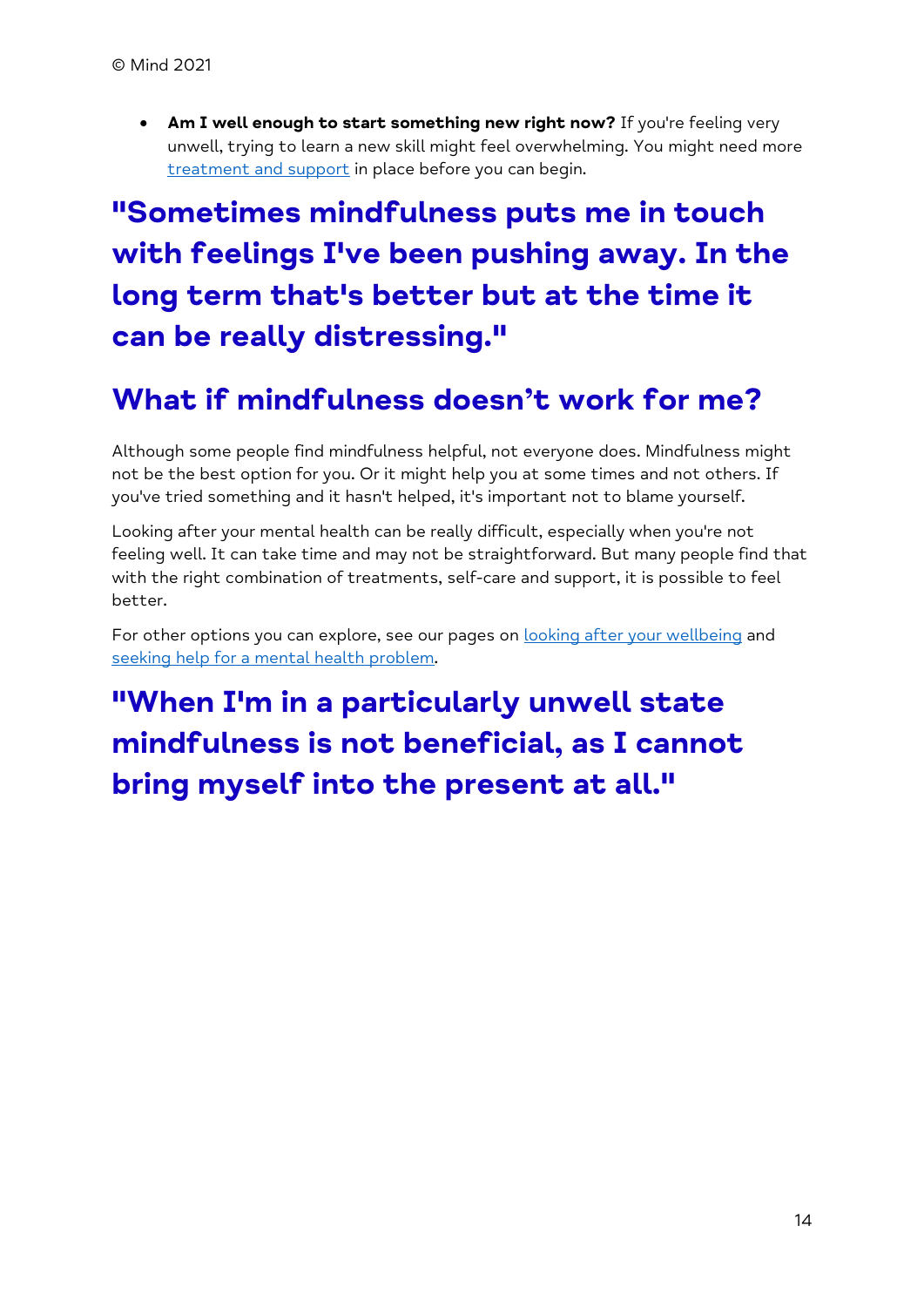- **Am I well enough to start something new right now?** If you're feeling very unwell, trying to learn a new skill might feel overwhelming. You might need more treatment and support in place before you can begin.

## "Sometimes mindfulness puts me in touch with feelings I've been pushing away. In the long term that's better but at the time it can be really distressing."

## What if mindfulness doesn't work for me?

Although some people find mindfulness helpful, not everyone does. Mindfulness might not be the best option for you. Or it might help you at some times and not others. If you've tried something and it hasn't helped, it's important not to blame yourself.

Looking after your mental health can be really difficult, especially when you're not feeling well. It can take time and may not be straightforward. But many people find that with the right combination of treatments, self-care and support, it is possible to feel better.

For other options you can explore, see our pages on looking after your wellbeing and seeking help for a mental health problem.

## "When I'm in a particularly unwell state mindfulness is not beneficial, as I cannot bring myself into the present at all."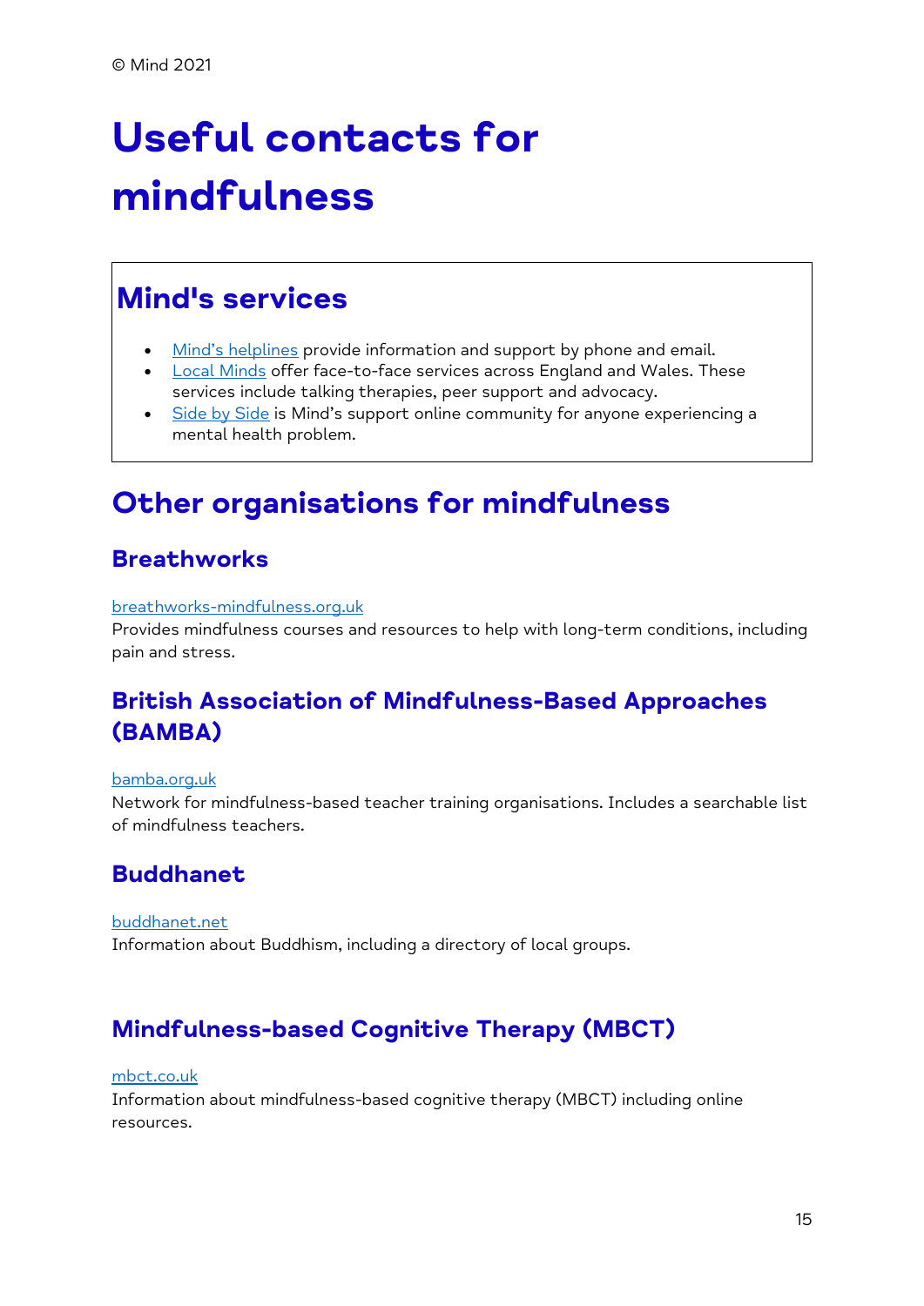© Mind 2021

# Useful contacts for mindfulness

## Mind's services

- Mind's helplines provide information and support by phone and email.
- Local Minds offer face-to-face services across England and Wales. These services include talking therapies, peer support and advocacy.
- Side by Side is Mind's support online community for anyone experiencing a mental health problem.

## Other organisations for mindfulness

### Breathworks

breathworks-mindfulness.org.uk
Provides mindfulness courses and resources to help with long-term conditions, including pain and stress.

### British Association of Mindfulness-Based Approaches (BAMBA)

bamba.org.uk
Network for mindfulness-based teacher training organisations. Includes a searchable list of mindfulness teachers.

### Buddhanet

buddhanet.net
Information about Buddhism, including a directory of local groups.

### Mindfulness-based Cognitive Therapy (MBCT)

mbct.co.uk
Information about mindfulness-based cognitive therapy (MBCT) including online resources.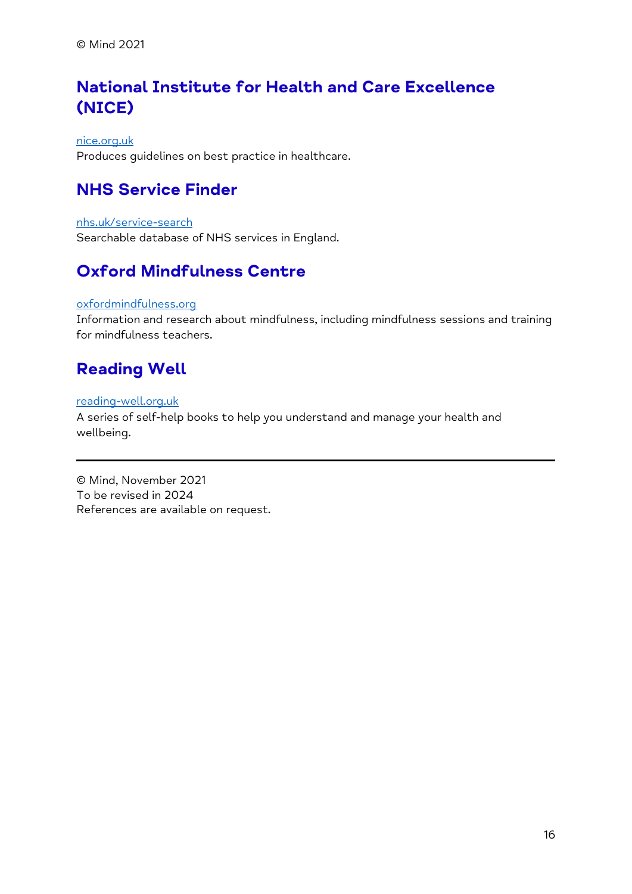## National Institute for Health and Care Excellence (NICE)

nice.org.uk
Produces guidelines on best practice in healthcare.

## NHS Service Finder

nhs.uk/service-search
Searchable database of NHS services in England.

## Oxford Mindfulness Centre

oxfordmindfulness.org
Information and research about mindfulness, including mindfulness sessions and training for mindfulness teachers.

## Reading Well

reading-well.org.uk
A series of self-help books to help you understand and manage your health and wellbeing.

---

© Mind, November 2021
To be revised in 2024
References are available on request.